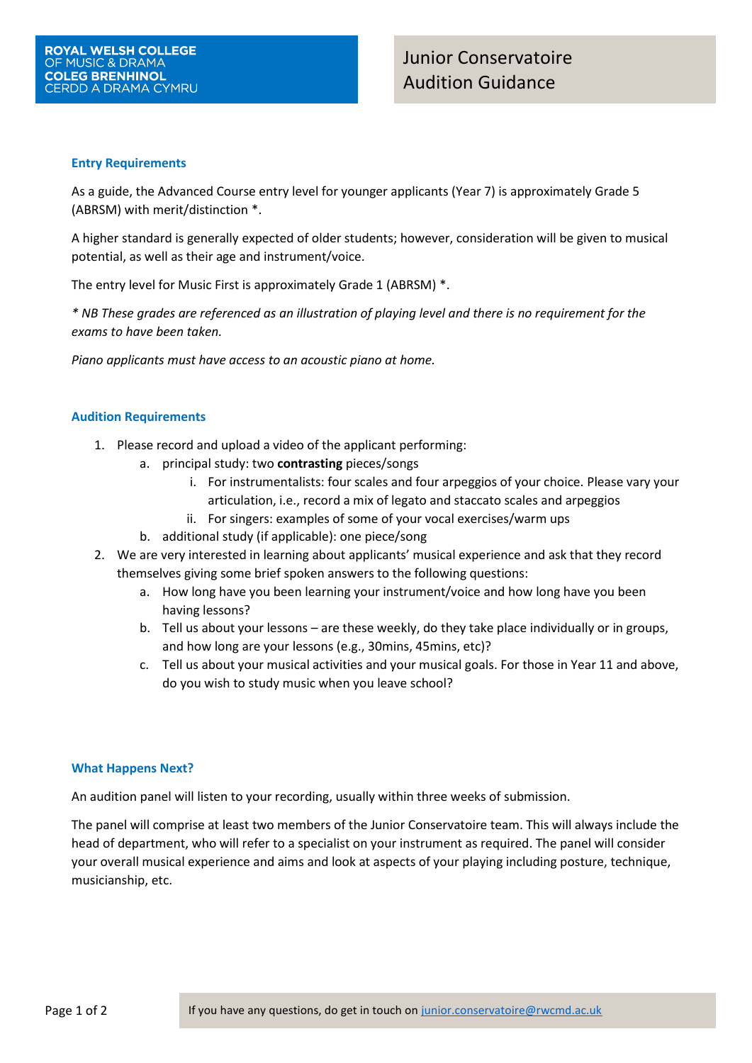ROYAL WELSH COLLEGE OF MUSIC & DRAMA
COLEG BRENHINOL CERDD A DRAMA CYMRU

# Junior Conservatoire Audition Guidance

## Entry Requirements

As a guide, the Advanced Course entry level for younger applicants (Year 7) is approximately Grade 5 (ABRSM) with merit/distinction *.

A higher standard is generally expected of older students; however, consideration will be given to musical potential, as well as their age and instrument/voice.

The entry level for Music First is approximately Grade 1 (ABRSM) *.

*\* NB These grades are referenced as an illustration of playing level and there is no requirement for the exams to have been taken.*

*Piano applicants must have access to an acoustic piano at home.*

## Audition Requirements

1. Please record and upload a video of the applicant performing:
    a. principal study: two **contrasting** pieces/songs
        i. For instrumentalists: four scales and four arpeggios of your choice. Please vary your articulation, i.e., record a mix of legato and staccato scales and arpeggios
        ii. For singers: examples of some of your vocal exercises/warm ups
    b. additional study (if applicable): one piece/song
2. We are very interested in learning about applicants' musical experience and ask that they record themselves giving some brief spoken answers to the following questions:
    a. How long have you been learning your instrument/voice and how long have you been having lessons?
    b. Tell us about your lessons – are these weekly, do they take place individually or in groups, and how long are your lessons (e.g., 30mins, 45mins, etc)?
    c. Tell us about your musical activities and your musical goals. For those in Year 11 and above, do you wish to study music when you leave school?

## What Happens Next?

An audition panel will listen to your recording, usually within three weeks of submission.

The panel will comprise at least two members of the Junior Conservatoire team. This will always include the head of department, who will refer to a specialist on your instrument as required. The panel will consider your overall musical experience and aims and look at aspects of your playing including posture, technique, musicianship, etc.

If you have any questions, do get in touch on junior.conservatoire@rwcmd.ac.uk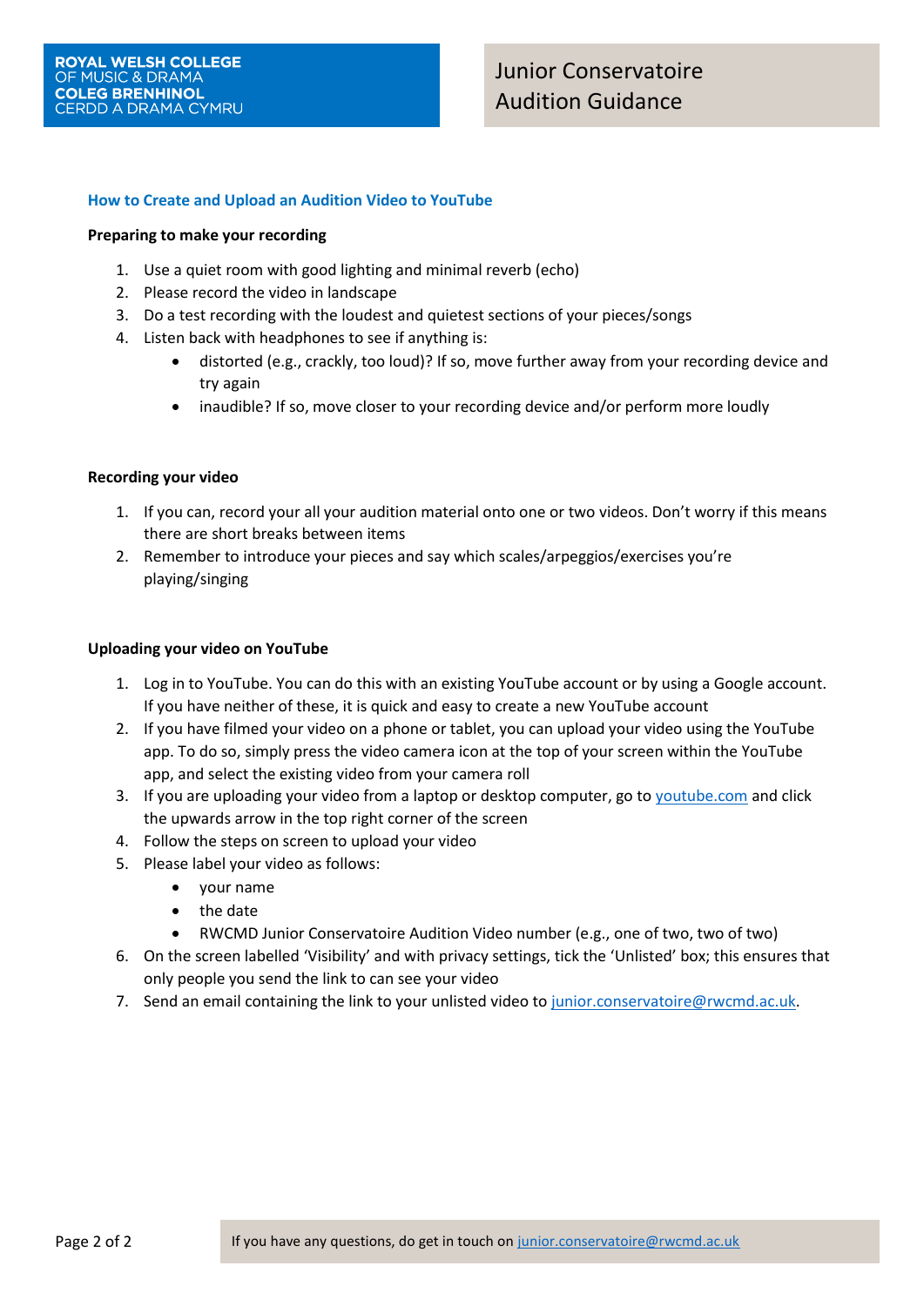# How to Create and Upload an Audition Video to YouTube

## Preparing to make your recording

1. Use a quiet room with good lighting and minimal reverb (echo)
2. Please record the video in landscape
3. Do a test recording with the loudest and quietest sections of your pieces/songs
4. Listen back with headphones to see if anything is:
   - distorted (e.g., crackly, too loud)? If so, move further away from your recording device and try again
   - inaudible? If so, move closer to your recording device and/or perform more loudly

## Recording your video

1. If you can, record your all your audition material onto one or two videos. Don't worry if this means there are short breaks between items
2. Remember to introduce your pieces and say which scales/arpeggios/exercises you're playing/singing

## Uploading your video on YouTube

1. Log in to YouTube. You can do this with an existing YouTube account or by using a Google account. If you have neither of these, it is quick and easy to create a new YouTube account
2. If you have filmed your video on a phone or tablet, you can upload your video using the YouTube app. To do so, simply press the video camera icon at the top of your screen within the YouTube app, and select the existing video from your camera roll
3. If you are uploading your video from a laptop or desktop computer, go to [youtube.com](https://youtube.com) and click the upwards arrow in the top right corner of the screen
4. Follow the steps on screen to upload your video
5. Please label your video as follows:
   - your name
   - the date
   - RWCMD Junior Conservatoire Audition Video number (e.g., one of two, two of two)
6. On the screen labelled 'Visibility' and with privacy settings, tick the 'Unlisted' box; this ensures that only people you send the link to can see your video
7. Send an email containing the link to your unlisted video to [junior.conservatoire@rwcmd.ac.uk](mailto:junior.conservatoire@rwcmd.ac.uk).

If you have any questions, do get in touch on [junior.conservatoire@rwcmd.ac.uk](mailto:junior.conservatoire@rwcmd.ac.uk)